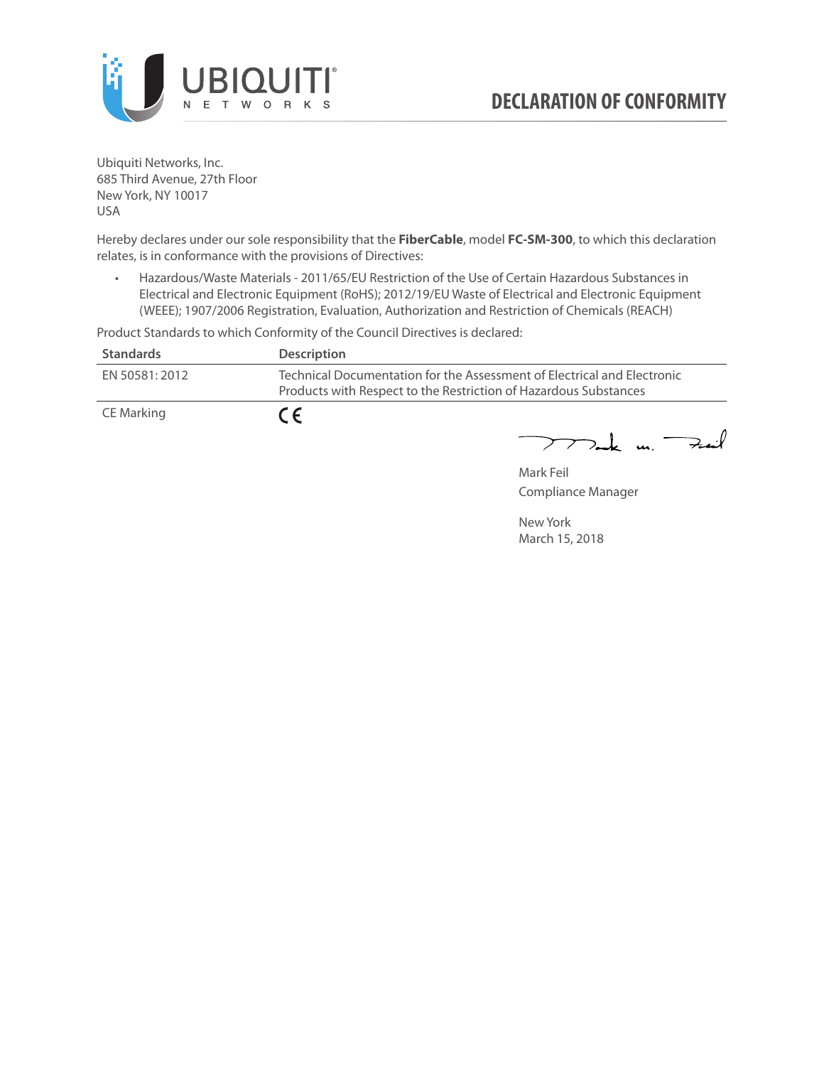UBIQUITI NETWORKS

# DECLARATION OF CONFORMITY

Ubiquiti Networks, Inc.
685 Third Avenue, 27th Floor
New York, NY 10017
USA

Hereby declares under our sole responsibility that the **FiberCable**, model **FC-SM-300**, to which this declaration relates, is in conformance with the provisions of Directives:

- Hazardous/Waste Materials - 2011/65/EU Restriction of the Use of Certain Hazardous Substances in Electrical and Electronic Equipment (RoHS); 2012/19/EU Waste of Electrical and Electronic Equipment (WEEE); 1907/2006 Registration, Evaluation, Authorization and Restriction of Chemicals (REACH)

Product Standards to which Conformity of the Council Directives is declared:

| Standards | Description |
| --- | --- |
| EN 50581: 2012 | Technical Documentation for the Assessment of Electrical and Electronic Products with Respect to the Restriction of Hazardous Substances |
| CE Marking | CE |

Mark Feil
Compliance Manager

New York
March 15, 2018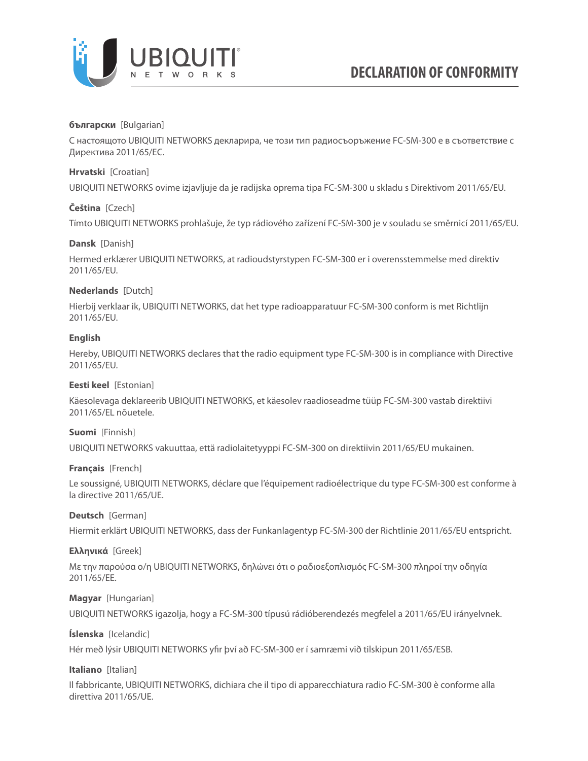# DECLARATION OF CONFORMITY

**български** [Bulgarian]

С настоящото UBIQUITI NETWORKS декларира, че този тип радиосъоръжение FC-SM-300 е в съответствие с Директива 2011/65/ЕС.

**Hrvatski** [Croatian]

UBIQUITI NETWORKS ovime izjavljuje da je radijska oprema tipa FC-SM-300 u skladu s Direktivom 2011/65/EU.

**Čeština** [Czech]

Tímto UBIQUITI NETWORKS prohlašuje, že typ rádiového zařízení FC-SM-300 je v souladu se směrnicí 2011/65/EU.

**Dansk** [Danish]

Hermed erklærer UBIQUITI NETWORKS, at radioudstyrstypen FC-SM-300 er i overensstemmelse med direktiv 2011/65/EU.

**Nederlands** [Dutch]

Hierbij verklaar ik, UBIQUITI NETWORKS, dat het type radioapparatuur FC-SM-300 conform is met Richtlijn 2011/65/EU.

**English**

Hereby, UBIQUITI NETWORKS declares that the radio equipment type FC-SM-300 is in compliance with Directive 2011/65/EU.

**Eesti keel** [Estonian]

Käesolevaga deklareerib UBIQUITI NETWORKS, et käesolev raadioseadme tüüp FC-SM-300 vastab direktiivi 2011/65/EL nõuetele.

**Suomi** [Finnish]

UBIQUITI NETWORKS vakuuttaa, että radiolaitetyyppi FC-SM-300 on direktiivin 2011/65/EU mukainen.

**Français** [French]

Le soussigné, UBIQUITI NETWORKS, déclare que l'équipement radioélectrique du type FC-SM-300 est conforme à la directive 2011/65/UE.

**Deutsch** [German]

Hiermit erklärt UBIQUITI NETWORKS, dass der Funkanlagentyp FC-SM-300 der Richtlinie 2011/65/EU entspricht.

**Ελληνικά** [Greek]

Με την παρούσα ο/η UBIQUITI NETWORKS, δηλώνει ότι ο ραδιοεξοπλισμός FC-SM-300 πληροί την οδηγία 2011/65/ΕΕ.

**Magyar** [Hungarian]

UBIQUITI NETWORKS igazolja, hogy a FC-SM-300 típusú rádióberendezés megfelel a 2011/65/EU irányelvnek.

**Íslenska** [Icelandic]

Hér með lýsir UBIQUITI NETWORKS yfir því að FC-SM-300 er í samræmi við tilskipun 2011/65/ESB.

**Italiano** [Italian]

Il fabbricante, UBIQUITI NETWORKS, dichiara che il tipo di apparecchiatura radio FC-SM-300 è conforme alla direttiva 2011/65/UE.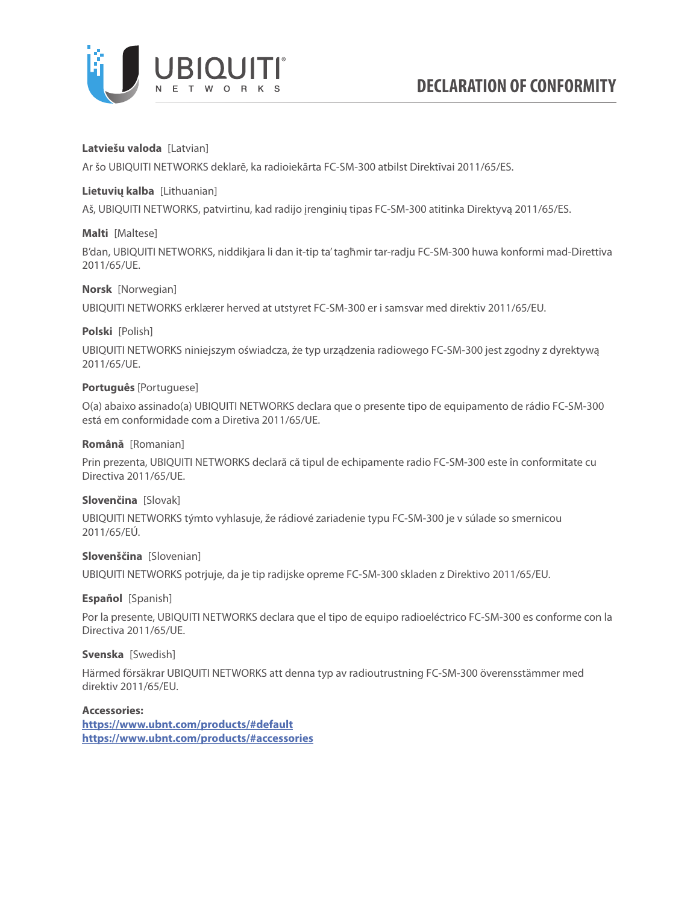**Latviešu valoda** [Latvian]

Ar šo UBIQUITI NETWORKS deklarē, ka radioiekārta FC-SM-300 atbilst Direktīvai 2011/65/ES.

**Lietuvių kalba** [Lithuanian]

Aš, UBIQUITI NETWORKS, patvirtinu, kad radijo įrenginių tipas FC-SM-300 atitinka Direktyvą 2011/65/ES.

**Malti** [Maltese]

B'dan, UBIQUITI NETWORKS, niddikjara li dan it-tip ta' tagħmir tar-radju FC-SM-300 huwa konformi mad-Direttiva 2011/65/UE.

**Norsk** [Norwegian]

UBIQUITI NETWORKS erklærer herved at utstyret FC-SM-300 er i samsvar med direktiv 2011/65/EU.

**Polski** [Polish]

UBIQUITI NETWORKS niniejszym oświadcza, że typ urządzenia radiowego FC-SM-300 jest zgodny z dyrektywą 2011/65/UE.

**Português** [Portuguese]

O(a) abaixo assinado(a) UBIQUITI NETWORKS declara que o presente tipo de equipamento de rádio FC-SM-300 está em conformidade com a Diretiva 2011/65/UE.

**Română** [Romanian]

Prin prezenta, UBIQUITI NETWORKS declară că tipul de echipamente radio FC-SM-300 este în conformitate cu Directiva 2011/65/UE.

**Slovenčina** [Slovak]

UBIQUITI NETWORKS týmto vyhlasuje, že rádiové zariadenie typu FC-SM-300 je v súlade so smernicou 2011/65/EÚ.

**Slovenščina** [Slovenian]

UBIQUITI NETWORKS potrjuje, da je tip radijske opreme FC-SM-300 skladen z Direktivo 2011/65/EU.

**Español** [Spanish]

Por la presente, UBIQUITI NETWORKS declara que el tipo de equipo radioeléctrico FC-SM-300 es conforme con la Directiva 2011/65/UE.

**Svenska** [Swedish]

Härmed försäkrar UBIQUITI NETWORKS att denna typ av radioutrustning FC-SM-300 överensstämmer med direktiv 2011/65/EU.

**Accessories:**
**https://www.ubnt.com/products/#default**
**https://www.ubnt.com/products/#accessories**